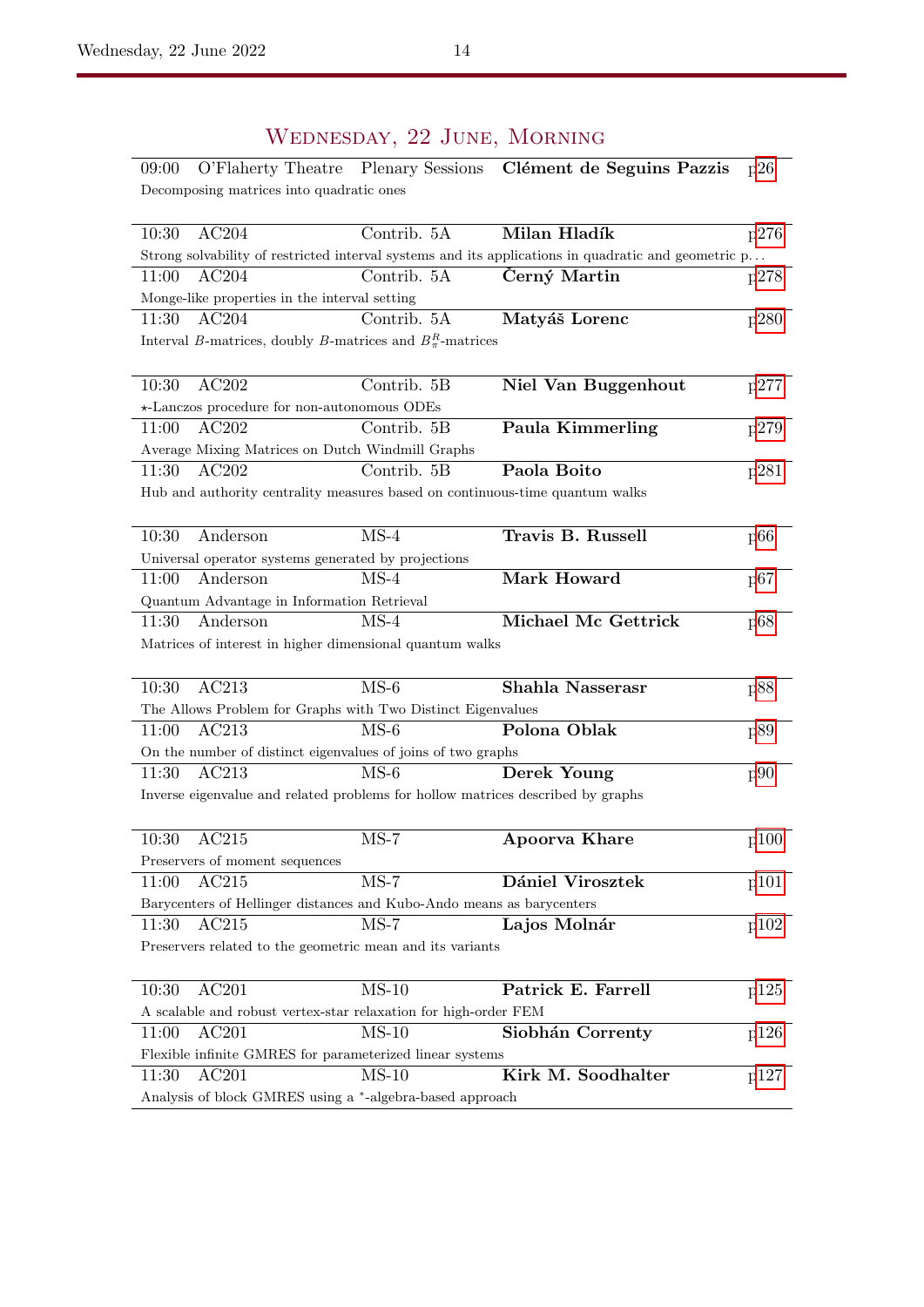## Wednesday, 22 June, Morning

| | | | | |
|---|---|---|---|---|
| 09:00 | O'Flaherty Theatre | Plenary Sessions | **Clément de Seguins Pazzis** | p26 |
| Decomposing matrices into quadratic ones | | | | |
| 10:30 | AC204 | Contrib. 5A | **Milan Hladík** | p276 |
| Strong solvability of restricted interval systems and its applications in quadratic and geometric p... | | | | |
| 11:00 | AC204 | Contrib. 5A | **Černý Martin** | p278 |
| Monge-like properties in the interval setting | | | | |
| 11:30 | AC204 | Contrib. 5A | **Matyáš Lorenc** | p280 |
| Interval $B$-matrices, doubly $B$-matrices and $B_\pi^R$-matrices | | | | |
| 10:30 | AC202 | Contrib. 5B | **Niel Van Buggenhout** | p277 |
| $\star$-Lanczos procedure for non-autonomous ODEs | | | | |
| 11:00 | AC202 | Contrib. 5B | **Paula Kimmerling** | p279 |
| Average Mixing Matrices on Dutch Windmill Graphs | | | | |
| 11:30 | AC202 | Contrib. 5B | **Paola Boito** | p281 |
| Hub and authority centrality measures based on continuous-time quantum walks | | | | |
| 10:30 | Anderson | MS-4 | **Travis B. Russell** | p66 |
| Universal operator systems generated by projections | | | | |
| 11:00 | Anderson | MS-4 | **Mark Howard** | p67 |
| Quantum Advantage in Information Retrieval | | | | |
| 11:30 | Anderson | MS-4 | **Michael Mc Gettrick** | p68 |
| Matrices of interest in higher dimensional quantum walks | | | | |
| 10:30 | AC213 | MS-6 | **Shahla Nasserasr** | p88 |
| The Allows Problem for Graphs with Two Distinct Eigenvalues | | | | |
| 11:00 | AC213 | MS-6 | **Polona Oblak** | p89 |
| On the number of distinct eigenvalues of joins of two graphs | | | | |
| 11:30 | AC213 | MS-6 | **Derek Young** | p90 |
| Inverse eigenvalue and related problems for hollow matrices described by graphs | | | | |
| 10:30 | AC215 | MS-7 | **Apoorva Khare** | p100 |
| Preservers of moment sequences | | | | |
| 11:00 | AC215 | MS-7 | **Dániel Virosztek** | p101 |
| Barycenters of Hellinger distances and Kubo-Ando means as barycenters | | | | |
| 11:30 | AC215 | MS-7 | **Lajos Molnár** | p102 |
| Preservers related to the geometric mean and its variants | | | | |
| 10:30 | AC201 | MS-10 | **Patrick E. Farrell** | p125 |
| A scalable and robust vertex-star relaxation for high-order FEM | | | | |
| 11:00 | AC201 | MS-10 | **Siobhán Correnty** | p126 |
| Flexible infinite GMRES for parameterized linear systems | | | | |
| 11:30 | AC201 | MS-10 | **Kirk M. Soodhalter** | p127 |
| Analysis of block GMRES using a $^*$-algebra-based approach | | | | |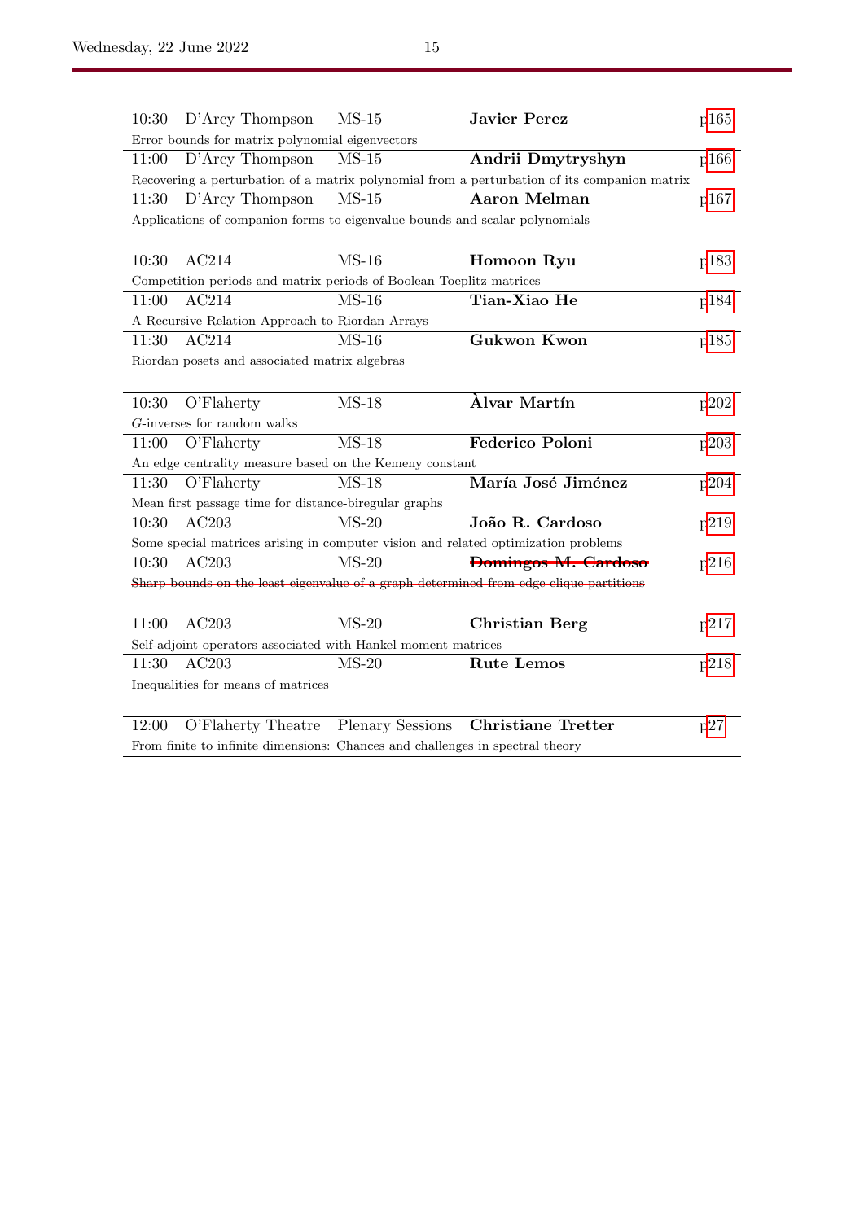| | | | | |
|---|---|---|---|---|
| 10:30 | D'Arcy Thompson | MS-15 | **Javier Perez** | p165 |
| Error bounds for matrix polynomial eigenvectors | | | | |
| 11:00 | D'Arcy Thompson | MS-15 | **Andrii Dmytryshyn** | p166 |
| Recovering a perturbation of a matrix polynomial from a perturbation of its companion matrix | | | | |
| 11:30 | D'Arcy Thompson | MS-15 | **Aaron Melman** | p167 |
| Applications of companion forms to eigenvalue bounds and scalar polynomials | | | | |

| | | | | |
|---|---|---|---|---|
| 10:30 | AC214 | MS-16 | **Homoon Ryu** | p183 |
| Competition periods and matrix periods of Boolean Toeplitz matrices | | | | |
| 11:00 | AC214 | MS-16 | **Tian-Xiao He** | p184 |
| A Recursive Relation Approach to Riordan Arrays | | | | |
| 11:30 | AC214 | MS-16 | **Gukwon Kwon** | p185 |
| Riordan posets and associated matrix algebras | | | | |

| | | | | |
|---|---|---|---|---|
| 10:30 | O'Flaherty | MS-18 | **Àlvar Martín** | p202 |
| *G*-inverses for random walks | | | | |
| 11:00 | O'Flaherty | MS-18 | **Federico Poloni** | p203 |
| An edge centrality measure based on the Kemeny constant | | | | |
| 11:30 | O'Flaherty | MS-18 | **María José Jiménez** | p204 |
| Mean first passage time for distance-biregular graphs | | | | |
| 10:30 | AC203 | MS-20 | **João R. Cardoso** | p219 |
| Some special matrices arising in computer vision and related optimization problems | | | | |
| 10:30 | AC203 | MS-20 | ~~**Domingos M. Cardoso**~~ | p216 |
| ~~Sharp bounds on the least eigenvalue of a graph determined from edge clique partitions~~ | | | | |

| | | | | |
|---|---|---|---|---|
| 11:00 | AC203 | MS-20 | **Christian Berg** | p217 |
| Self-adjoint operators associated with Hankel moment matrices | | | | |
| 11:30 | AC203 | MS-20 | **Rute Lemos** | p218 |
| Inequalities for means of matrices | | | | |

| | | | | |
|---|---|---|---|---|
| 12:00 | O'Flaherty Theatre | Plenary Sessions | **Christiane Tretter** | p27 |
| From finite to infinite dimensions: Chances and challenges in spectral theory | | | | |